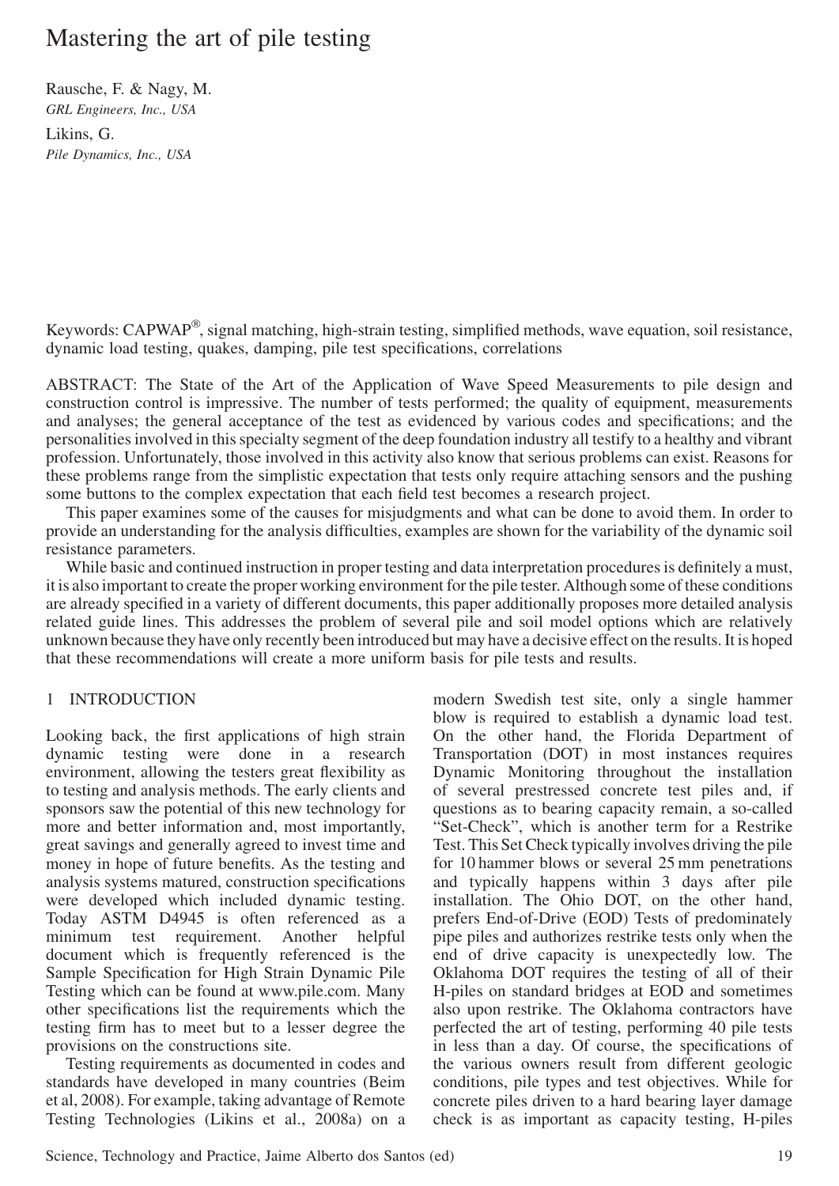# Mastering the art of pile testing

Rausche, F. & Nagy, M.
*GRL Engineers, Inc., USA*

Likins, G.
*Pile Dynamics, Inc., USA*

Keywords: CAPWAP®, signal matching, high-strain testing, simplified methods, wave equation, soil resistance, dynamic load testing, quakes, damping, pile test specifications, correlations

ABSTRACT: The State of the Art of the Application of Wave Speed Measurements to pile design and construction control is impressive. The number of tests performed; the quality of equipment, measurements and analyses; the general acceptance of the test as evidenced by various codes and specifications; and the personalities involved in this specialty segment of the deep foundation industry all testify to a healthy and vibrant profession. Unfortunately, those involved in this activity also know that serious problems can exist. Reasons for these problems range from the simplistic expectation that tests only require attaching sensors and the pushing some buttons to the complex expectation that each field test becomes a research project.

This paper examines some of the causes for misjudgments and what can be done to avoid them. In order to provide an understanding for the analysis difficulties, examples are shown for the variability of the dynamic soil resistance parameters.

While basic and continued instruction in proper testing and data interpretation procedures is definitely a must, it is also important to create the proper working environment for the pile tester. Although some of these conditions are already specified in a variety of different documents, this paper additionally proposes more detailed analysis related guide lines. This addresses the problem of several pile and soil model options which are relatively unknown because they have only recently been introduced but may have a decisive effect on the results. It is hoped that these recommendations will create a more uniform basis for pile tests and results.

## 1 INTRODUCTION

Looking back, the first applications of high strain dynamic testing were done in a research environment, allowing the testers great flexibility as to testing and analysis methods. The early clients and sponsors saw the potential of this new technology for more and better information and, most importantly, great savings and generally agreed to invest time and money in hope of future benefits. As the testing and analysis systems matured, construction specifications were developed which included dynamic testing. Today ASTM D4945 is often referenced as a minimum test requirement. Another helpful document which is frequently referenced is the Sample Specification for High Strain Dynamic Pile Testing which can be found at www.pile.com. Many other specifications list the requirements which the testing firm has to meet but to a lesser degree the provisions on the constructions site.

Testing requirements as documented in codes and standards have developed in many countries (Beim et al, 2008). For example, taking advantage of Remote Testing Technologies (Likins et al., 2008a) on a modern Swedish test site, only a single hammer blow is required to establish a dynamic load test. On the other hand, the Florida Department of Transportation (DOT) in most instances requires Dynamic Monitoring throughout the installation of several prestressed concrete test piles and, if questions as to bearing capacity remain, a so-called "Set-Check", which is another term for a Restrike Test. This Set Check typically involves driving the pile for 10 hammer blows or several 25 mm penetrations and typically happens within 3 days after pile installation. The Ohio DOT, on the other hand, prefers End-of-Drive (EOD) Tests of predominately pipe piles and authorizes restrike tests only when the end of drive capacity is unexpectedly low. The Oklahoma DOT requires the testing of all of their H-piles on standard bridges at EOD and sometimes also upon restrike. The Oklahoma contractors have perfected the art of testing, performing 40 pile tests in less than a day. Of course, the specifications of the various owners result from different geologic conditions, pile types and test objectives. While for concrete piles driven to a hard bearing layer damage check is as important as capacity testing, H-piles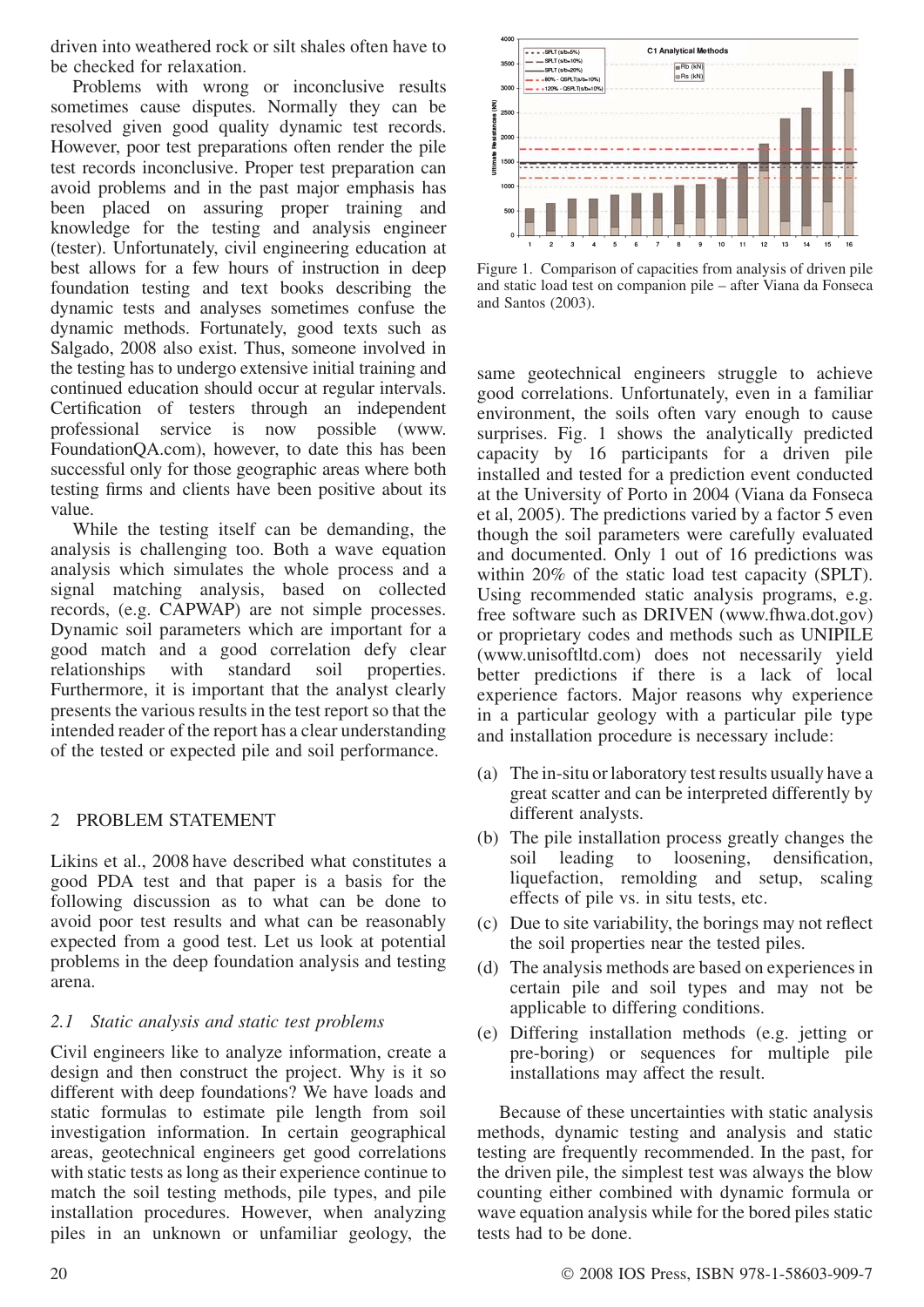driven into weathered rock or silt shales often have to be checked for relaxation.

Problems with wrong or inconclusive results sometimes cause disputes. Normally they can be resolved given good quality dynamic test records. However, poor test preparations often render the pile test records inconclusive. Proper test preparation can avoid problems and in the past major emphasis has been placed on assuring proper training and knowledge for the testing and analysis engineer (tester). Unfortunately, civil engineering education at best allows for a few hours of instruction in deep foundation testing and text books describing the dynamic tests and analyses sometimes confuse the dynamic methods. Fortunately, good texts such as Salgado, 2008 also exist. Thus, someone involved in the testing has to undergo extensive initial training and continued education should occur at regular intervals. Certification of testers through an independent professional service is now possible (www.FoundationQA.com), however, to date this has been successful only for those geographic areas where both testing firms and clients have been positive about its value.

While the testing itself can be demanding, the analysis is challenging too. Both a wave equation analysis which simulates the whole process and a signal matching analysis, based on collected records, (e.g. CAPWAP) are not simple processes. Dynamic soil parameters which are important for a good match and a good correlation defy clear relationships with standard soil properties. Furthermore, it is important that the analyst clearly presents the various results in the test report so that the intended reader of the report has a clear understanding of the tested or expected pile and soil performance.

## 2 PROBLEM STATEMENT

Likins et al., 2008 have described what constitutes a good PDA test and that paper is a basis for the following discussion as to what can be done to avoid poor test results and what can be reasonably expected from a good test. Let us look at potential problems in the deep foundation analysis and testing arena.

### *2.1 Static analysis and static test problems*

Civil engineers like to analyze information, create a design and then construct the project. Why is it so different with deep foundations? We have loads and static formulas to estimate pile length from soil investigation information. In certain geographical areas, geotechnical engineers get good correlations with static tests as long as their experience continue to match the soil testing methods, pile types, and pile installation procedures. However, when analyzing piles in an unknown or unfamiliar geology, the same geotechnical engineers struggle to achieve good correlations. Unfortunately, even in a familiar environment, the soils often vary enough to cause surprises. Fig. 1 shows the analytically predicted capacity by 16 participants for a driven pile installed and tested for a prediction event conducted at the University of Porto in 2004 (Viana da Fonseca et al, 2005). The predictions varied by a factor 5 even though the soil parameters were carefully evaluated and documented. Only 1 out of 16 predictions was within 20% of the static load test capacity (SPLT). Using recommended static analysis programs, e.g. free software such as DRIVEN (www.fhwa.dot.gov) or proprietary codes and methods such as UNIPILE (www.unisoftltd.com) does not necessarily yield better predictions if there is a lack of local experience factors. Major reasons why experience in a particular geology with a particular pile type and installation procedure is necessary include:

Figure 1. Comparison of capacities from analysis of driven pile and static load test on companion pile – after Viana da Fonseca and Santos (2003).

(a) The in-situ or laboratory test results usually have a great scatter and can be interpreted differently by different analysts.
(b) The pile installation process greatly changes the soil leading to loosening, densification, liquefaction, remolding and setup, scaling effects of pile vs. in situ tests, etc.
(c) Due to site variability, the borings may not reflect the soil properties near the tested piles.
(d) The analysis methods are based on experiences in certain pile and soil types and may not be applicable to differing conditions.
(e) Differing installation methods (e.g. jetting or pre-boring) or sequences for multiple pile installations may affect the result.

Because of these uncertainties with static analysis methods, dynamic testing and analysis and static testing are frequently recommended. In the past, for the driven pile, the simplest test was always the blow counting either combined with dynamic formula or wave equation analysis while for the bored piles static tests had to be done.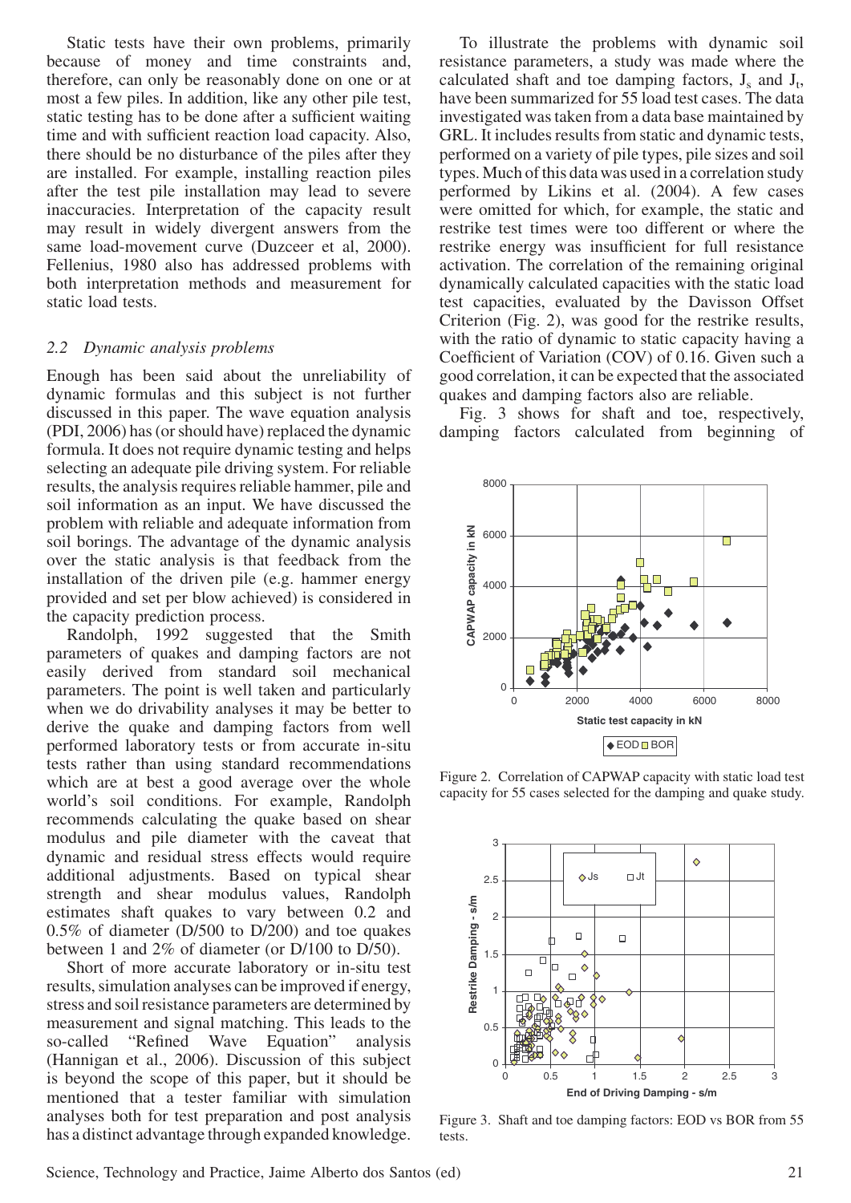Static tests have their own problems, primarily because of money and time constraints and, therefore, can only be reasonably done on one or at most a few piles. In addition, like any other pile test, static testing has to be done after a sufficient waiting time and with sufficient reaction load capacity. Also, there should be no disturbance of the piles after they are installed. For example, installing reaction piles after the test pile installation may lead to severe inaccuracies. Interpretation of the capacity result may result in widely divergent answers from the same load-movement curve (Duzceer et al, 2000). Fellenius, 1980 also has addressed problems with both interpretation methods and measurement for static load tests.

### 2.2 *Dynamic analysis problems*

Enough has been said about the unreliability of dynamic formulas and this subject is not further discussed in this paper. The wave equation analysis (PDI, 2006) has (or should have) replaced the dynamic formula. It does not require dynamic testing and helps selecting an adequate pile driving system. For reliable results, the analysis requires reliable hammer, pile and soil information as an input. We have discussed the problem with reliable and adequate information from soil borings. The advantage of the dynamic analysis over the static analysis is that feedback from the installation of the driven pile (e.g. hammer energy provided and set per blow achieved) is considered in the capacity prediction process.

Randolph, 1992 suggested that the Smith parameters of quakes and damping factors are not easily derived from standard soil mechanical parameters. The point is well taken and particularly when we do drivability analyses it may be better to derive the quake and damping factors from well performed laboratory tests or from accurate in-situ tests rather than using standard recommendations which are at best a good average over the whole world's soil conditions. For example, Randolph recommends calculating the quake based on shear modulus and pile diameter with the caveat that dynamic and residual stress effects would require additional adjustments. Based on typical shear strength and shear modulus values, Randolph estimates shaft quakes to vary between 0.2 and 0.5% of diameter (D/500 to D/200) and toe quakes between 1 and 2% of diameter (or D/100 to D/50).

Short of more accurate laboratory or in-situ test results, simulation analyses can be improved if energy, stress and soil resistance parameters are determined by measurement and signal matching. This leads to the so-called "Refined Wave Equation" analysis (Hannigan et al., 2006). Discussion of this subject is beyond the scope of this paper, but it should be mentioned that a tester familiar with simulation analyses both for test preparation and post analysis has a distinct advantage through expanded knowledge.

To illustrate the problems with dynamic soil resistance parameters, a study was made where the calculated shaft and toe damping factors, $J_s$ and $J_t$, have been summarized for 55 load test cases. The data investigated was taken from a data base maintained by GRL. It includes results from static and dynamic tests, performed on a variety of pile types, pile sizes and soil types. Much of this data was used in a correlation study performed by Likins et al. (2004). A few cases were omitted for which, for example, the static and restrike test times were too different or where the restrike energy was insufficient for full resistance activation. The correlation of the remaining original dynamically calculated capacities with the static load test capacities, evaluated by the Davisson Offset Criterion (Fig. 2), was good for the restrike results, with the ratio of dynamic to static capacity having a Coefficient of Variation (COV) of 0.16. Given such a good correlation, it can be expected that the associated quakes and damping factors also are reliable.

Fig. 3 shows for shaft and toe, respectively, damping factors calculated from beginning of

Figure 2. Correlation of CAPWAP capacity with static load test capacity for 55 cases selected for the damping and quake study.

Figure 3. Shaft and toe damping factors: EOD vs BOR from 55 tests.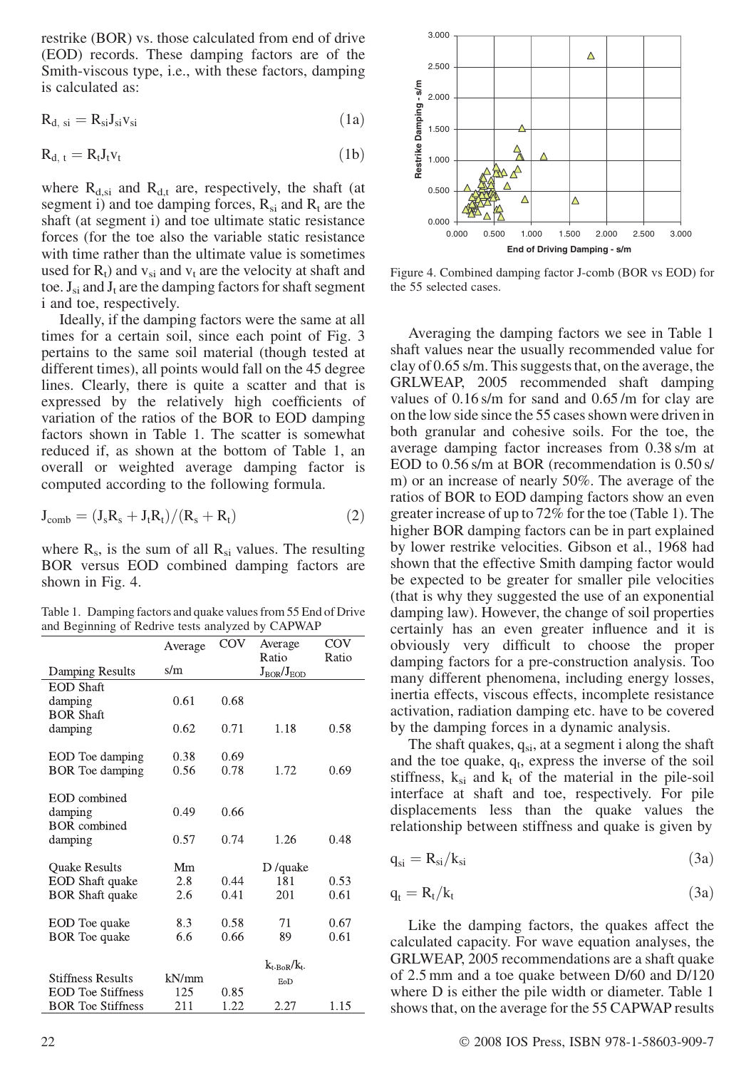restrike (BOR) vs. those calculated from end of drive (EOD) records. These damping factors are of the Smith-viscous type, i.e., with these factors, damping is calculated as:

$$R_{d,\,si} = R_{si} J_{si} v_{si} \tag{1a}$$

$$R_{d,\,t} = R_t J_t v_t \tag{1b}$$

where $R_{d,si}$ and $R_{d,t}$ are, respectively, the shaft (at segment i) and toe damping forces, $R_{si}$ and $R_t$ are the shaft (at segment i) and toe ultimate static resistance forces (for the toe also the variable static resistance with time rather than the ultimate value is sometimes used for $R_t$) and $v_{si}$ and $v_t$ are the velocity at shaft and toe. $J_{si}$ and $J_t$ are the damping factors for shaft segment i and toe, respectively.

Ideally, if the damping factors were the same at all times for a certain soil, since each point of Fig. 3 pertains to the same soil material (though tested at different times), all points would fall on the 45 degree lines. Clearly, there is quite a scatter and that is expressed by the relatively high coefficients of variation of the ratios of the BOR to EOD damping factors shown in Table 1. The scatter is somewhat reduced if, as shown at the bottom of Table 1, an overall or weighted average damping factor is computed according to the following formula.

$$J_{comb} = (J_s R_s + J_t R_t)/(R_s + R_t) \tag{2}$$

where $R_s$, is the sum of all $R_{si}$ values. The resulting BOR versus EOD combined damping factors are shown in Fig. 4.

Table 1. Damping factors and quake values from 55 End of Drive and Beginning of Redrive tests analyzed by CAPWAP

| Damping Results | Average s/m | COV | Average Ratio $J_{BOR}/J_{EOD}$ | COV Ratio |
|---|---|---|---|---|
| EOD Shaft damping | 0.61 | 0.68 | | |
| BOR Shaft damping | 0.62 | 0.71 | 1.18 | 0.58 |
| EOD Toe damping | 0.38 | 0.69 | | |
| BOR Toe damping | 0.56 | 0.78 | 1.72 | 0.69 |
| EOD combined damping | 0.49 | 0.66 | | |
| BOR combined damping | 0.57 | 0.74 | 1.26 | 0.48 |
| **Quake Results** | **Mm** | | **D /quake** | |
| EOD Shaft quake | 2.8 | 0.44 | 181 | 0.53 |
| BOR Shaft quake | 2.6 | 0.41 | 201 | 0.61 |
| EOD Toe quake | 8.3 | 0.58 | 71 | 0.67 |
| BOR Toe quake | 6.6 | 0.66 | 89 | 0.61 |
| **Stiffness Results** | **kN/mm** | | **$k_{t\text{-}BoR}/k_{t\text{-}EoD}$** | |
| EOD Toe Stiffness | 125 | 0.85 | | |
| BOR Toe Stiffness | 211 | 1.22 | 2.27 | 1.15 |

Figure 4. Combined damping factor J-comb (BOR vs EOD) for the 55 selected cases.

Averaging the damping factors we see in Table 1 shaft values near the usually recommended value for clay of 0.65 s/m. This suggests that, on the average, the GRLWEAP, 2005 recommended shaft damping values of 0.16 s/m for sand and 0.65 /m for clay are on the low side since the 55 cases shown were driven in both granular and cohesive soils. For the toe, the average damping factor increases from 0.38 s/m at EOD to 0.56 s/m at BOR (recommendation is 0.50 s/m) or an increase of nearly 50%. The average of the ratios of BOR to EOD damping factors show an even greater increase of up to 72% for the toe (Table 1). The higher BOR damping factors can be in part explained by lower restrike velocities. Gibson et al., 1968 had shown that the effective Smith damping factor would be expected to be greater for smaller pile velocities (that is why they suggested the use of an exponential damping law). However, the change of soil properties certainly has an even greater influence and it is obviously very difficult to choose the proper damping factors for a pre-construction analysis. Too many different phenomena, including energy losses, inertia effects, viscous effects, incomplete resistance activation, radiation damping etc. have to be covered by the damping forces in a dynamic analysis.

The shaft quakes, $q_{si}$, at a segment i along the shaft and the toe quake, $q_t$, express the inverse of the soil stiffness, $k_{si}$ and $k_t$ of the material in the pile-soil interface at shaft and toe, respectively. For pile displacements less than the quake values the relationship between stiffness and quake is given by

$$q_{si} = R_{si}/k_{si} \tag{3a}$$

$$q_t = R_t/k_t \tag{3a}$$

Like the damping factors, the quakes affect the calculated capacity. For wave equation analyses, the GRLWEAP, 2005 recommendations are a shaft quake of 2.5 mm and a toe quake between D/60 and D/120 where D is either the pile width or diameter. Table 1 shows that, on the average for the 55 CAPWAP results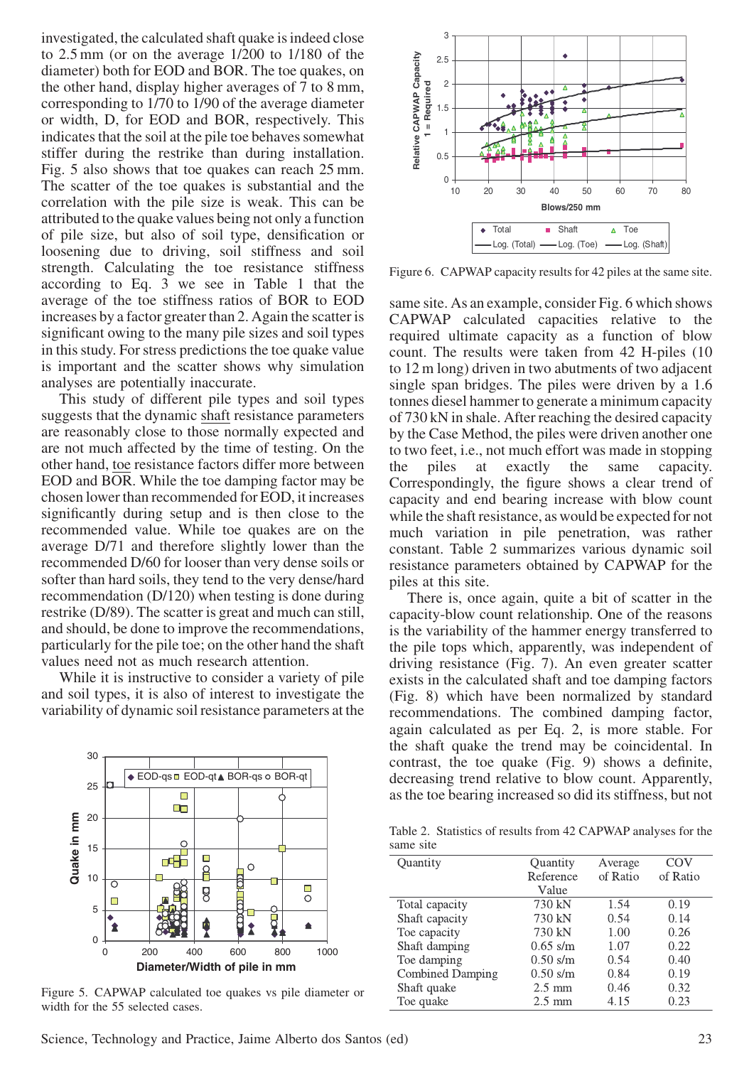investigated, the calculated shaft quake is indeed close to 2.5 mm (or on the average 1/200 to 1/180 of the diameter) both for EOD and BOR. The toe quakes, on the other hand, display higher averages of 7 to 8 mm, corresponding to 1/70 to 1/90 of the average diameter or width, D, for EOD and BOR, respectively. This indicates that the soil at the pile toe behaves somewhat stiffer during the restrike than during installation. Fig. 5 also shows that toe quakes can reach 25 mm. The scatter of the toe quakes is substantial and the correlation with the pile size is weak. This can be attributed to the quake values being not only a function of pile size, but also of soil type, densification or loosening due to driving, soil stiffness and soil strength. Calculating the toe resistance stiffness according to Eq. 3 we see in Table 1 that the average of the toe stiffness ratios of BOR to EOD increases by a factor greater than 2. Again the scatter is significant owing to the many pile sizes and soil types in this study. For stress predictions the toe quake value is important and the scatter shows why simulation analyses are potentially inaccurate.

This study of different pile types and soil types suggests that the dynamic shaft resistance parameters are reasonably close to those normally expected and are not much affected by the time of testing. On the other hand, toe resistance factors differ more between EOD and BOR. While the toe damping factor may be chosen lower than recommended for EOD, it increases significantly during setup and is then close to the recommended value. While toe quakes are on the average D/71 and therefore slightly lower than the recommended D/60 for looser than very dense soils or softer than hard soils, they tend to the very dense/hard recommendation (D/120) when testing is done during restrike (D/89). The scatter is great and much can still, and should, be done to improve the recommendations, particularly for the pile toe; on the other hand the shaft values need not as much research attention.

While it is instructive to consider a variety of pile and soil types, it is also of interest to investigate the variability of dynamic soil resistance parameters at the same site. As an example, consider Fig. 6 which shows CAPWAP calculated capacities relative to the required ultimate capacity as a function of blow count. The results were taken from 42 H-piles (10 to 12 m long) driven in two abutments of two adjacent single span bridges. The piles were driven by a 1.6 tonnes diesel hammer to generate a minimum capacity of 730 kN in shale. After reaching the desired capacity by the Case Method, the piles were driven another one to two feet, i.e., not much effort was made in stopping the piles at exactly the same capacity. Correspondingly, the figure shows a clear trend of capacity and end bearing increase with blow count while the shaft resistance, as would be expected for not much variation in pile penetration, was rather constant. Table 2 summarizes various dynamic soil resistance parameters obtained by CAPWAP for the piles at this site.

Figure 5. CAPWAP calculated toe quakes vs pile diameter or width for the 55 selected cases.

Figure 6. CAPWAP capacity results for 42 piles at the same site.

There is, once again, quite a bit of scatter in the capacity-blow count relationship. One of the reasons is the variability of the hammer energy transferred to the pile tops which, apparently, was independent of driving resistance (Fig. 7). An even greater scatter exists in the calculated shaft and toe damping factors (Fig. 8) which have been normalized by standard recommendations. The combined damping factor, again calculated as per Eq. 2, is more stable. For the shaft quake the trend may be coincidental. In contrast, the toe quake (Fig. 9) shows a definite, decreasing trend relative to blow count. Apparently, as the toe bearing increased so did its stiffness, but not

Table 2. Statistics of results from 42 CAPWAP analyses for the same site

| Quantity | Quantity Reference Value | Average of Ratio | COV of Ratio |
|---|---|---|---|
| Total capacity | 730 kN | 1.54 | 0.19 |
| Shaft capacity | 730 kN | 0.54 | 0.14 |
| Toe capacity | 730 kN | 1.00 | 0.26 |
| Shaft damping | 0.65 s/m | 1.07 | 0.22 |
| Toe damping | 0.50 s/m | 0.54 | 0.40 |
| Combined Damping | 0.50 s/m | 0.84 | 0.19 |
| Shaft quake | 2.5 mm | 0.46 | 0.32 |
| Toe quake | 2.5 mm | 4.15 | 0.23 |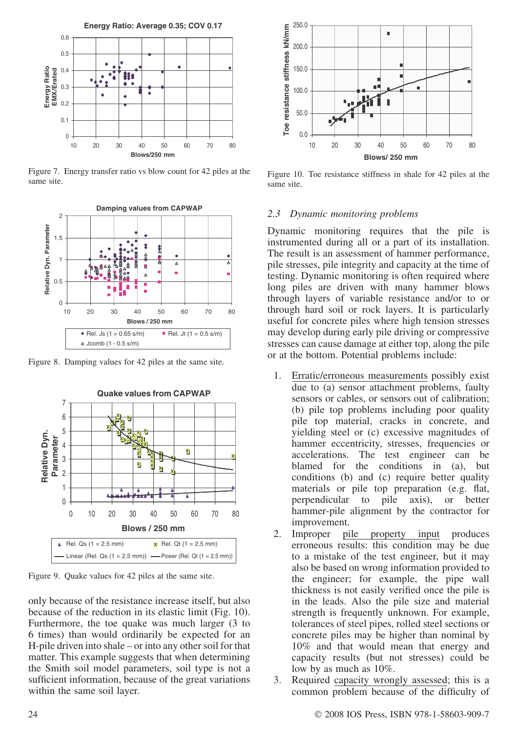Figure 7. Energy transfer ratio vs blow count for 42 piles at the same site.

Figure 8. Damping values for 42 piles at the same site.

Figure 9. Quake values for 42 piles at the same site.

only because of the resistance increase itself, but also because of the reduction in its elastic limit (Fig. 10). Furthermore, the toe quake was much larger (3 to 6 times) than would ordinarily be expected for an H-pile driven into shale – or into any other soil for that matter. This example suggests that when determining the Smith soil model parameters, soil type is not a sufficient information, because of the great variations within the same soil layer.

Figure 10. Toe resistance stiffness in shale for 42 piles at the same site.

### 2.3 *Dynamic monitoring problems*

Dynamic monitoring requires that the pile is instrumented during all or a part of its installation. The result is an assessment of hammer performance, pile stresses, pile integrity and capacity at the time of testing. Dynamic monitoring is often required where long piles are driven with many hammer blows through layers of variable resistance and/or to or through hard soil or rock layers. It is particularly useful for concrete piles where high tension stresses may develop during early pile driving or compressive stresses can cause damage at either top, along the pile or at the bottom. Potential problems include:

1. Erratic/erroneous measurements possibly exist due to (a) sensor attachment problems, faulty sensors or cables, or sensors out of calibration; (b) pile top problems including poor quality pile top material, cracks in concrete, and yielding steel or (c) excessive magnitudes of hammer eccentricity, stresses, frequencies or accelerations. The test engineer can be blamed for the conditions in (a), but conditions (b) and (c) require better quality materials or pile top preparation (e.g. flat, perpendicular to pile axis), or better hammer-pile alignment by the contractor for improvement.
2. Improper pile property input produces erroneous results: this condition may be due to a mistake of the test engineer, but it may also be based on wrong information provided to the engineer; for example, the pipe wall thickness is not easily verified once the pile is in the leads. Also the pile size and material strength is frequently unknown. For example, tolerances of steel pipes, rolled steel sections or concrete piles may be higher than nominal by 10% and that would mean that energy and capacity results (but not stresses) could be low by as much as 10%.
3. Required capacity wrongly assessed; this is a common problem because of the difficulty of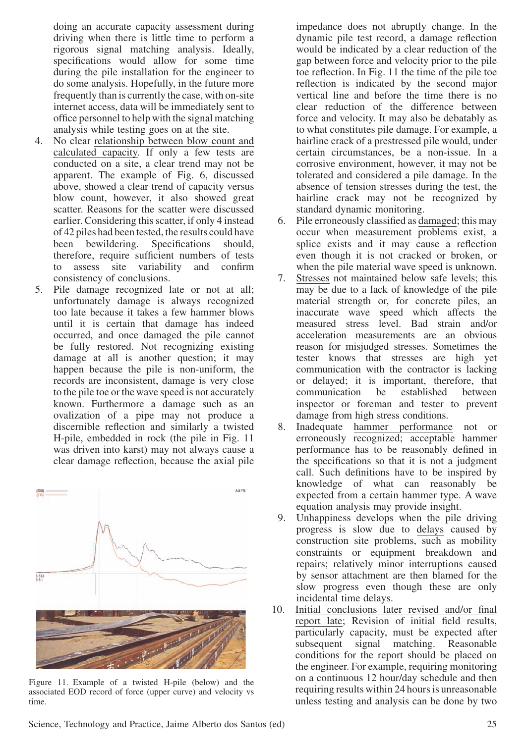doing an accurate capacity assessment during driving when there is little time to perform a rigorous signal matching analysis. Ideally, specifications would allow for some time during the pile installation for the engineer to do some analysis. Hopefully, in the future more frequently than is currently the case, with on-site internet access, data will be immediately sent to office personnel to help with the signal matching analysis while testing goes on at the site.

4. No clear relationship between blow count and calculated capacity. If only a few tests are conducted on a site, a clear trend may not be apparent. The example of Fig. 6, discussed above, showed a clear trend of capacity versus blow count, however, it also showed great scatter. Reasons for the scatter were discussed earlier. Considering this scatter, if only 4 instead of 42 piles had been tested, the results could have been bewildering. Specifications should, therefore, require sufficient numbers of tests to assess site variability and confirm consistency of conclusions.
5. Pile damage recognized late or not at all; unfortunately damage is always recognized too late because it takes a few hammer blows until it is certain that damage has indeed occurred, and once damaged the pile cannot be fully restored. Not recognizing existing damage at all is another question; it may happen because the pile is non-uniform, the records are inconsistent, damage is very close to the pile toe or the wave speed is not accurately known. Furthermore a damage such as an ovalization of a pipe may not produce a discernible reflection and similarly a twisted H-pile, embedded in rock (the pile in Fig. 11 was driven into karst) may not always cause a clear damage reflection, because the axial pile impedance does not abruptly change. In the dynamic pile test record, a damage reflection would be indicated by a clear reduction of the gap between force and velocity prior to the pile toe reflection. In Fig. 11 the time of the pile toe reflection is indicated by the second major vertical line and before the time there is no clear reduction of the difference between force and velocity. It may also be debatably as to what constitutes pile damage. For example, a hairline crack of a prestressed pile would, under certain circumstances, be a non-issue. In a corrosive environment, however, it may not be tolerated and considered a pile damage. In the absence of tension stresses during the test, the hairline crack may not be recognized by standard dynamic monitoring.

Figure 11. Example of a twisted H-pile (below) and the associated EOD record of force (upper curve) and velocity vs time.

6. Pile erroneously classified as damaged; this may occur when measurement problems exist, a splice exists and it may cause a reflection even though it is not cracked or broken, or when the pile material wave speed is unknown.
7. Stresses not maintained below safe levels; this may be due to a lack of knowledge of the pile material strength or, for concrete piles, an inaccurate wave speed which affects the measured stress level. Bad strain and/or acceleration measurements are an obvious reason for misjudged stresses. Sometimes the tester knows that stresses are high yet communication with the contractor is lacking or delayed; it is important, therefore, that communication be established between inspector or foreman and tester to prevent damage from high stress conditions.
8. Inadequate hammer performance not or erroneously recognized; acceptable hammer performance has to be reasonably defined in the specifications so that it is not a judgment call. Such definitions have to be inspired by knowledge of what can reasonably be expected from a certain hammer type. A wave equation analysis may provide insight.
9. Unhappiness develops when the pile driving progress is slow due to delays caused by construction site problems, such as mobility constraints or equipment breakdown and repairs; relatively minor interruptions caused by sensor attachment are then blamed for the slow progress even though these are only incidental time delays.
10. Initial conclusions later revised and/or final report late; Revision of initial field results, particularly capacity, must be expected after subsequent signal matching. Reasonable conditions for the report should be placed on the engineer. For example, requiring monitoring on a continuous 12 hour/day schedule and then requiring results within 24 hours is unreasonable unless testing and analysis can be done by two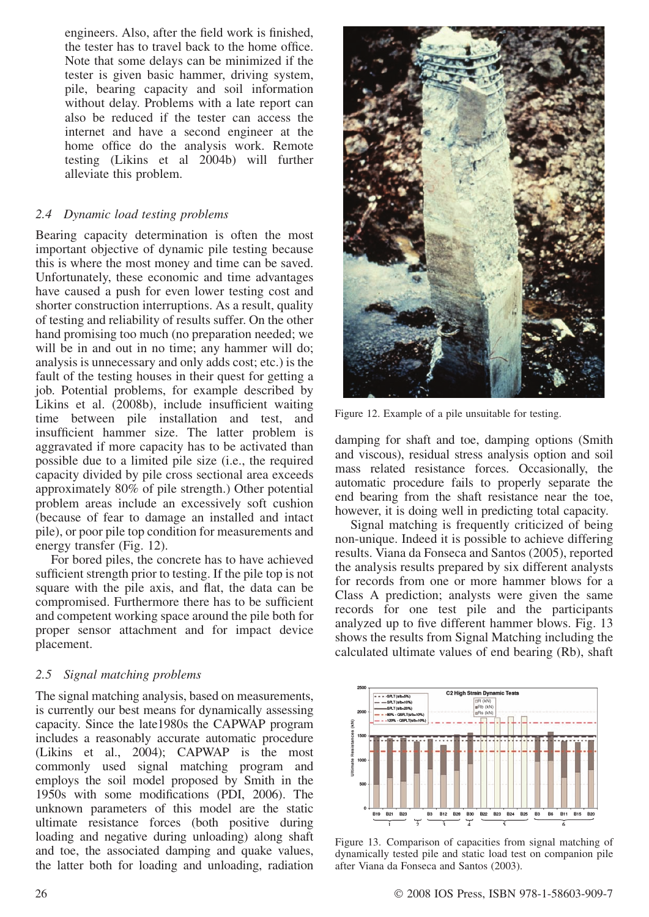engineers. Also, after the field work is finished, the tester has to travel back to the home office. Note that some delays can be minimized if the tester is given basic hammer, driving system, pile, bearing capacity and soil information without delay. Problems with a late report can also be reduced if the tester can access the internet and have a second engineer at the home office do the analysis work. Remote testing (Likins et al 2004b) will further alleviate this problem.

### 2.4 *Dynamic load testing problems*

Bearing capacity determination is often the most important objective of dynamic pile testing because this is where the most money and time can be saved. Unfortunately, these economic and time advantages have caused a push for even lower testing cost and shorter construction interruptions. As a result, quality of testing and reliability of results suffer. On the other hand promising too much (no preparation needed; we will be in and out in no time; any hammer will do; analysis is unnecessary and only adds cost; etc.) is the fault of the testing houses in their quest for getting a job. Potential problems, for example described by Likins et al. (2008b), include insufficient waiting time between pile installation and test, and insufficient hammer size. The latter problem is aggravated if more capacity has to be activated than possible due to a limited pile size (i.e., the required capacity divided by pile cross sectional area exceeds approximately 80% of pile strength.) Other potential problem areas include an excessively soft cushion (because of fear to damage an installed and intact pile), or poor pile top condition for measurements and energy transfer (Fig. 12).

For bored piles, the concrete has to have achieved sufficient strength prior to testing. If the pile top is not square with the pile axis, and flat, the data can be compromised. Furthermore there has to be sufficient and competent working space around the pile both for proper sensor attachment and for impact device placement.

### 2.5 *Signal matching problems*

The signal matching analysis, based on measurements, is currently our best means for dynamically assessing capacity. Since the late1980s the CAPWAP program includes a reasonably accurate automatic procedure (Likins et al., 2004); CAPWAP is the most commonly used signal matching program and employs the soil model proposed by Smith in the 1950s with some modifications (PDI, 2006). The unknown parameters of this model are the static ultimate resistance forces (both positive during loading and negative during unloading) along shaft and toe, the associated damping and quake values, the latter both for loading and unloading, radiation damping for shaft and toe, damping options (Smith and viscous), residual stress analysis option and soil mass related resistance forces. Occasionally, the automatic procedure fails to properly separate the end bearing from the shaft resistance near the toe, however, it is doing well in predicting total capacity.

Signal matching is frequently criticized of being non-unique. Indeed it is possible to achieve differing results. Viana da Fonseca and Santos (2005), reported the analysis results prepared by six different analysts for records from one or more hammer blows for a Class A prediction; analysts were given the same records for one test pile and the participants analyzed up to five different hammer blows. Fig. 13 shows the results from Signal Matching including the calculated ultimate values of end bearing (Rb), shaft

Figure 12. Example of a pile unsuitable for testing.

Figure 13. Comparison of capacities from signal matching of dynamically tested pile and static load test on companion pile after Viana da Fonseca and Santos (2003).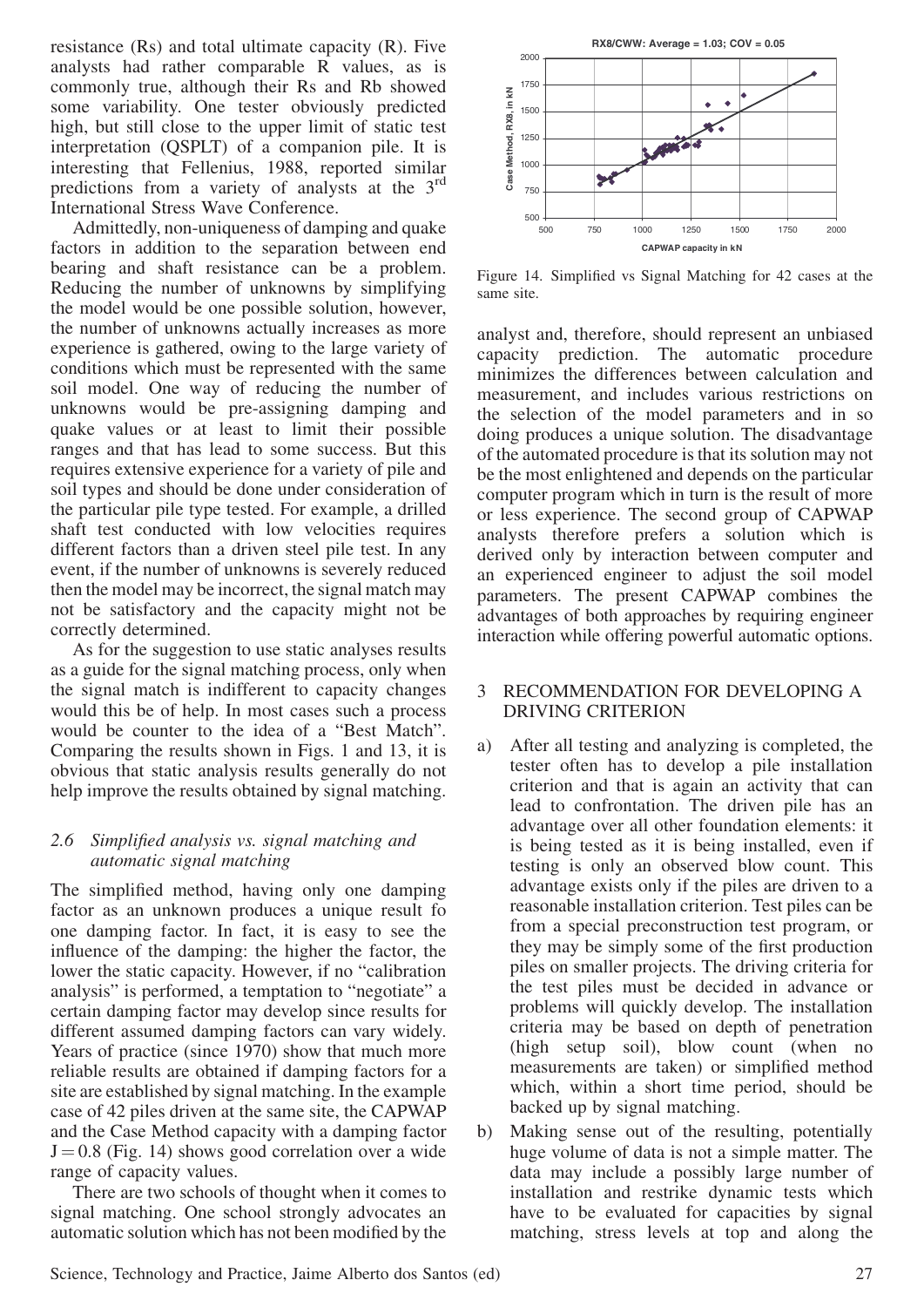resistance (Rs) and total ultimate capacity (R). Five analysts had rather comparable R values, as is commonly true, although their Rs and Rb showed some variability. One tester obviously predicted high, but still close to the upper limit of static test interpretation (QSPLT) of a companion pile. It is interesting that Fellenius, 1988, reported similar predictions from a variety of analysts at the 3rd International Stress Wave Conference.

Admittedly, non-uniqueness of damping and quake factors in addition to the separation between end bearing and shaft resistance can be a problem. Reducing the number of unknowns by simplifying the model would be one possible solution, however, the number of unknowns actually increases as more experience is gathered, owing to the large variety of conditions which must be represented with the same soil model. One way of reducing the number of unknowns would be pre-assigning damping and quake values or at least to limit their possible ranges and that has lead to some success. But this requires extensive experience for a variety of pile and soil types and should be done under consideration of the particular pile type tested. For example, a drilled shaft test conducted with low velocities requires different factors than a driven steel pile test. In any event, if the number of unknowns is severely reduced then the model may be incorrect, the signal match may not be satisfactory and the capacity might not be correctly determined.

As for the suggestion to use static analyses results as a guide for the signal matching process, only when the signal match is indifferent to capacity changes would this be of help. In most cases such a process would be counter to the idea of a "Best Match". Comparing the results shown in Figs. 1 and 13, it is obvious that static analysis results generally do not help improve the results obtained by signal matching.

### *2.6 Simplified analysis vs. signal matching and automatic signal matching*

The simplified method, having only one damping factor as an unknown produces a unique result fo one damping factor. In fact, it is easy to see the influence of the damping: the higher the factor, the lower the static capacity. However, if no "calibration analysis" is performed, a temptation to "negotiate" a certain damping factor may develop since results for different assumed damping factors can vary widely. Years of practice (since 1970) show that much more reliable results are obtained if damping factors for a site are established by signal matching. In the example case of 42 piles driven at the same site, the CAPWAP and the Case Method capacity with a damping factor $J = 0.8$ (Fig. 14) shows good correlation over a wide range of capacity values.

There are two schools of thought when it comes to signal matching. One school strongly advocates an automatic solution which has not been modified by the

Figure 14. Simplified vs Signal Matching for 42 cases at the same site.

analyst and, therefore, should represent an unbiased capacity prediction. The automatic procedure minimizes the differences between calculation and measurement, and includes various restrictions on the selection of the model parameters and in so doing produces a unique solution. The disadvantage of the automated procedure is that its solution may not be the most enlightened and depends on the particular computer program which in turn is the result of more or less experience. The second group of CAPWAP analysts therefore prefers a solution which is derived only by interaction between computer and an experienced engineer to adjust the soil model parameters. The present CAPWAP combines the advantages of both approaches by requiring engineer interaction while offering powerful automatic options.

## 3 RECOMMENDATION FOR DEVELOPING A DRIVING CRITERION

a) After all testing and analyzing is completed, the tester often has to develop a pile installation criterion and that is again an activity that can lead to confrontation. The driven pile has an advantage over all other foundation elements: it is being tested as it is being installed, even if testing is only an observed blow count. This advantage exists only if the piles are driven to a reasonable installation criterion. Test piles can be from a special preconstruction test program, or they may be simply some of the first production piles on smaller projects. The driving criteria for the test piles must be decided in advance or problems will quickly develop. The installation criteria may be based on depth of penetration (high setup soil), blow count (when no measurements are taken) or simplified method which, within a short time period, should be backed up by signal matching.

b) Making sense out of the resulting, potentially huge volume of data is not a simple matter. The data may include a possibly large number of installation and restrike dynamic tests which have to be evaluated for capacities by signal matching, stress levels at top and along the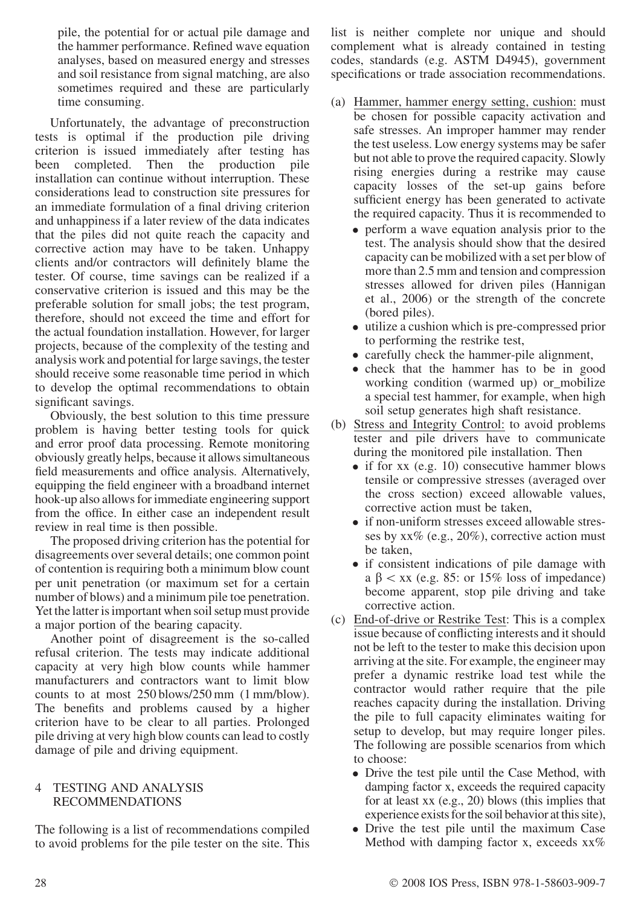pile, the potential for or actual pile damage and the hammer performance. Refined wave equation analyses, based on measured energy and stresses and soil resistance from signal matching, are also sometimes required and these are particularly time consuming.

Unfortunately, the advantage of preconstruction tests is optimal if the production pile driving criterion is issued immediately after testing has been completed. Then the production pile installation can continue without interruption. These considerations lead to construction site pressures for an immediate formulation of a final driving criterion and unhappiness if a later review of the data indicates that the piles did not quite reach the capacity and corrective action may have to be taken. Unhappy clients and/or contractors will definitely blame the tester. Of course, time savings can be realized if a conservative criterion is issued and this may be the preferable solution for small jobs; the test program, therefore, should not exceed the time and effort for the actual foundation installation. However, for larger projects, because of the complexity of the testing and analysis work and potential for large savings, the tester should receive some reasonable time period in which to develop the optimal recommendations to obtain significant savings.

Obviously, the best solution to this time pressure problem is having better testing tools for quick and error proof data processing. Remote monitoring obviously greatly helps, because it allows simultaneous field measurements and office analysis. Alternatively, equipping the field engineer with a broadband internet hook-up also allows for immediate engineering support from the office. In either case an independent result review in real time is then possible.

The proposed driving criterion has the potential for disagreements over several details; one common point of contention is requiring both a minimum blow count per unit penetration (or maximum set for a certain number of blows) and a minimum pile toe penetration. Yet the latter is important when soil setup must provide a major portion of the bearing capacity.

Another point of disagreement is the so-called refusal criterion. The tests may indicate additional capacity at very high blow counts while hammer manufacturers and contractors want to limit blow counts to at most 250 blows/250 mm (1 mm/blow). The benefits and problems caused by a higher criterion have to be clear to all parties. Prolonged pile driving at very high blow counts can lead to costly damage of pile and driving equipment.

## 4 TESTING AND ANALYSIS RECOMMENDATIONS

The following is a list of recommendations compiled to avoid problems for the pile tester on the site. This list is neither complete nor unique and should complement what is already contained in testing codes, standards (e.g. ASTM D4945), government specifications or trade association recommendations.

(a) Hammer, hammer energy setting, cushion: must be chosen for possible capacity activation and safe stresses. An improper hammer may render the test useless. Low energy systems may be safer but not able to prove the required capacity. Slowly rising energies during a restrike may cause capacity losses of the set-up gains before sufficient energy has been generated to activate the required capacity. Thus it is recommended to
- perform a wave equation analysis prior to the test. The analysis should show that the desired capacity can be mobilized with a set per blow of more than 2.5 mm and tension and compression stresses allowed for driven piles (Hannigan et al., 2006) or the strength of the concrete (bored piles).
- utilize a cushion which is pre-compressed prior to performing the restrike test,
- carefully check the hammer-pile alignment,
- check that the hammer has to be in good working condition (warmed up) or_mobilize a special test hammer, for example, when high soil setup generates high shaft resistance.

(b) Stress and Integrity Control: to avoid problems tester and pile drivers have to communicate during the monitored pile installation. Then
- if for xx (e.g. 10) consecutive hammer blows tensile or compressive stresses (averaged over the cross section) exceed allowable values, corrective action must be taken,
- if non-uniform stresses exceed allowable stresses by xx% (e.g., 20%), corrective action must be taken,
- if consistent indications of pile damage with a $\beta <$ xx (e.g. 85: or 15% loss of impedance) become apparent, stop pile driving and take corrective action.

(c) End-of-drive or Restrike Test: This is a complex issue because of conflicting interests and it should not be left to the tester to make this decision upon arriving at the site. For example, the engineer may prefer a dynamic restrike load test while the contractor would rather require that the pile reaches capacity during the installation. Driving the pile to full capacity eliminates waiting for setup to develop, but may require longer piles. The following are possible scenarios from which to choose:
- Drive the test pile until the Case Method, with damping factor x, exceeds the required capacity for at least xx (e.g., 20) blows (this implies that experience exists for the soil behavior at this site),
- Drive the test pile until the maximum Case Method with damping factor x, exceeds xx%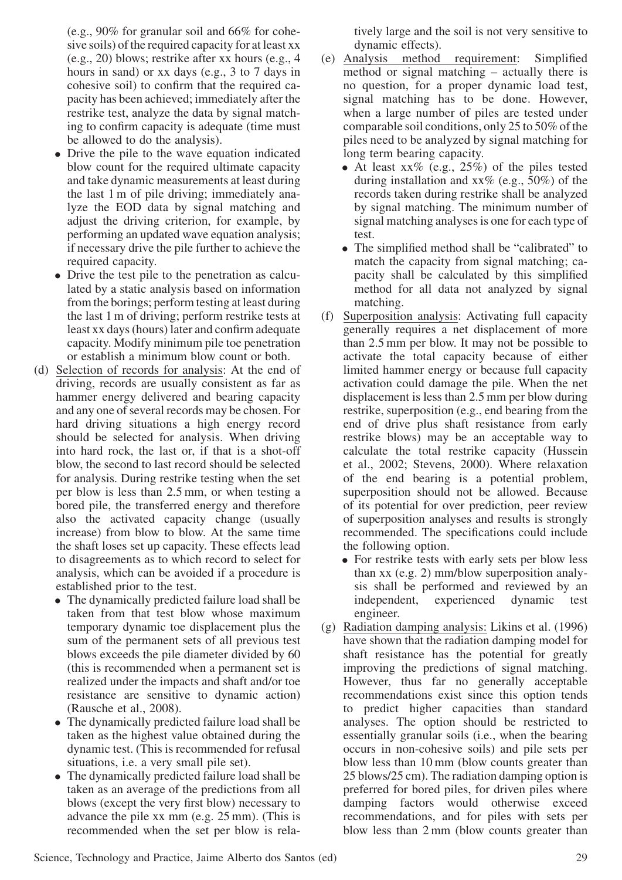(e.g., 90% for granular soil and 66% for cohesive soils) of the required capacity for at least xx (e.g., 20) blows; restrike after xx hours (e.g., 4 hours in sand) or xx days (e.g., 3 to 7 days in cohesive soil) to confirm that the required capacity has been achieved; immediately after the restrike test, analyze the data by signal matching to confirm capacity is adequate (time must be allowed to do the analysis).

- Drive the pile to the wave equation indicated blow count for the required ultimate capacity and take dynamic measurements at least during the last 1 m of pile driving; immediately analyze the EOD data by signal matching and adjust the driving criterion, for example, by performing an updated wave equation analysis; if necessary drive the pile further to achieve the required capacity.
- Drive the test pile to the penetration as calculated by a static analysis based on information from the borings; perform testing at least during the last 1 m of driving; perform restrike tests at least xx days (hours) later and confirm adequate capacity. Modify minimum pile toe penetration or establish a minimum blow count or both.

(d) Selection of records for analysis: At the end of driving, records are usually consistent as far as hammer energy delivered and bearing capacity and any one of several records may be chosen. For hard driving situations a high energy record should be selected for analysis. When driving into hard rock, the last or, if that is a shot-off blow, the second to last record should be selected for analysis. During restrike testing when the set per blow is less than 2.5 mm, or when testing a bored pile, the transferred energy and therefore also the activated capacity change (usually increase) from blow to blow. At the same time the shaft loses set up capacity. These effects lead to disagreements as to which record to select for analysis, which can be avoided if a procedure is established prior to the test.

- The dynamically predicted failure load shall be taken from that test blow whose maximum temporary dynamic toe displacement plus the sum of the permanent sets of all previous test blows exceeds the pile diameter divided by 60 (this is recommended when a permanent set is realized under the impacts and shaft and/or toe resistance are sensitive to dynamic action) (Rausche et al., 2008).
- The dynamically predicted failure load shall be taken as the highest value obtained during the dynamic test. (This is recommended for refusal situations, i.e. a very small pile set).
- The dynamically predicted failure load shall be taken as an average of the predictions from all blows (except the very first blow) necessary to advance the pile xx mm (e.g. 25 mm). (This is recommended when the set per blow is relatively large and the soil is not very sensitive to dynamic effects).

(e) Analysis method requirement: Simplified method or signal matching – actually there is no question, for a proper dynamic load test, signal matching has to be done. However, when a large number of piles are tested under comparable soil conditions, only 25 to 50% of the piles need to be analyzed by signal matching for long term bearing capacity.

- At least xx% (e.g., 25%) of the piles tested during installation and xx% (e.g., 50%) of the records taken during restrike shall be analyzed by signal matching. The minimum number of signal matching analyses is one for each type of test.
- The simplified method shall be "calibrated" to match the capacity from signal matching; capacity shall be calculated by this simplified method for all data not analyzed by signal matching.

(f) Superposition analysis: Activating full capacity generally requires a net displacement of more than 2.5 mm per blow. It may not be possible to activate the total capacity because of either limited hammer energy or because full capacity activation could damage the pile. When the net displacement is less than 2.5 mm per blow during restrike, superposition (e.g., end bearing from the end of drive plus shaft resistance from early restrike blows) may be an acceptable way to calculate the total restrike capacity (Hussein et al., 2002; Stevens, 2000). Where relaxation of the end bearing is a potential problem, superposition should not be allowed. Because of its potential for over prediction, peer review of superposition analyses and results is strongly recommended. The specifications could include the following option.

- For restrike tests with early sets per blow less than xx (e.g. 2) mm/blow superposition analysis shall be performed and reviewed by an independent, experienced dynamic test engineer.

(g) Radiation damping analysis: Likins et al. (1996) have shown that the radiation damping model for shaft resistance has the potential for greatly improving the predictions of signal matching. However, thus far no generally acceptable recommendations exist since this option tends to predict higher capacities than standard analyses. The option should be restricted to essentially granular soils (i.e., when the bearing occurs in non-cohesive soils) and pile sets per blow less than 10 mm (blow counts greater than 25 blows/25 cm). The radiation damping option is preferred for bored piles, for driven piles where damping factors would otherwise exceed recommendations, and for piles with sets per blow less than 2 mm (blow counts greater than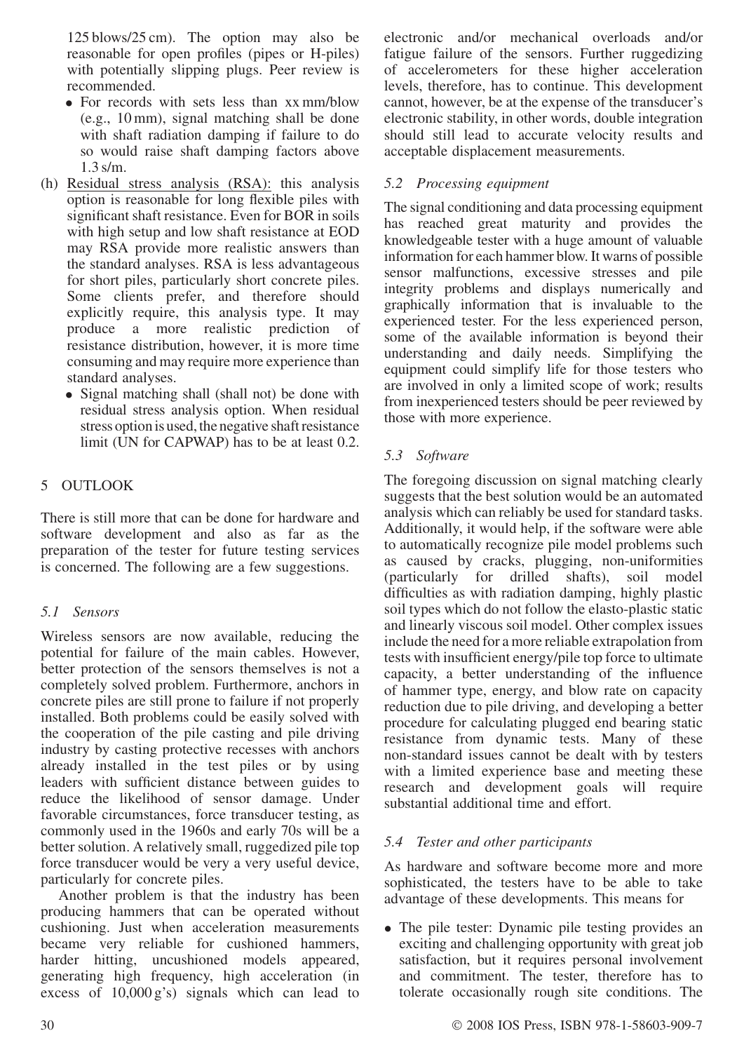125 blows/25 cm). The option may also be reasonable for open profiles (pipes or H-piles) with potentially slipping plugs. Peer review is recommended.

- For records with sets less than xx mm/blow (e.g., 10 mm), signal matching shall be done with shaft radiation damping if failure to do so would raise shaft damping factors above 1.3 s/m.

(h) Residual stress analysis (RSA): this analysis option is reasonable for long flexible piles with significant shaft resistance. Even for BOR in soils with high setup and low shaft resistance at EOD may RSA provide more realistic answers than the standard analyses. RSA is less advantageous for short piles, particularly short concrete piles. Some clients prefer, and therefore should explicitly require, this analysis type. It may produce a more realistic prediction of resistance distribution, however, it is more time consuming and may require more experience than standard analyses.

- Signal matching shall (shall not) be done with residual stress analysis option. When residual stress option is used, the negative shaft resistance limit (UN for CAPWAP) has to be at least 0.2.

## 5 OUTLOOK

There is still more that can be done for hardware and software development and also as far as the preparation of the tester for future testing services is concerned. The following are a few suggestions.

### 5.1 Sensors

Wireless sensors are now available, reducing the potential for failure of the main cables. However, better protection of the sensors themselves is not a completely solved problem. Furthermore, anchors in concrete piles are still prone to failure if not properly installed. Both problems could be easily solved with the cooperation of the pile casting and pile driving industry by casting protective recesses with anchors already installed in the test piles or by using leaders with sufficient distance between guides to reduce the likelihood of sensor damage. Under favorable circumstances, force transducer testing, as commonly used in the 1960s and early 70s will be a better solution. A relatively small, ruggedized pile top force transducer would be very a very useful device, particularly for concrete piles.

Another problem is that the industry has been producing hammers that can be operated without cushioning. Just when acceleration measurements became very reliable for cushioned hammers, harder hitting, uncushioned models appeared, generating high frequency, high acceleration (in excess of 10,000 g's) signals which can lead to electronic and/or mechanical overloads and/or fatigue failure of the sensors. Further ruggedizing of accelerometers for these higher acceleration levels, therefore, has to continue. This development cannot, however, be at the expense of the transducer's electronic stability, in other words, double integration should still lead to accurate velocity results and acceptable displacement measurements.

### 5.2 Processing equipment

The signal conditioning and data processing equipment has reached great maturity and provides the knowledgeable tester with a huge amount of valuable information for each hammer blow. It warns of possible sensor malfunctions, excessive stresses and pile integrity problems and displays numerically and graphically information that is invaluable to the experienced tester. For the less experienced person, some of the available information is beyond their understanding and daily needs. Simplifying the equipment could simplify life for those testers who are involved in only a limited scope of work; results from inexperienced testers should be peer reviewed by those with more experience.

### 5.3 Software

The foregoing discussion on signal matching clearly suggests that the best solution would be an automated analysis which can reliably be used for standard tasks. Additionally, it would help, if the software were able to automatically recognize pile model problems such as caused by cracks, plugging, non-uniformities (particularly for drilled shafts), soil model difficulties as with radiation damping, highly plastic soil types which do not follow the elasto-plastic static and linearly viscous soil model. Other complex issues include the need for a more reliable extrapolation from tests with insufficient energy/pile top force to ultimate capacity, a better understanding of the influence of hammer type, energy, and blow rate on capacity reduction due to pile driving, and developing a better procedure for calculating plugged end bearing static resistance from dynamic tests. Many of these non-standard issues cannot be dealt with by testers with a limited experience base and meeting these research and development goals will require substantial additional time and effort.

### 5.4 Tester and other participants

As hardware and software become more and more sophisticated, the testers have to be able to take advantage of these developments. This means for

- The pile tester: Dynamic pile testing provides an exciting and challenging opportunity with great job satisfaction, but it requires personal involvement and commitment. The tester, therefore has to tolerate occasionally rough site conditions. The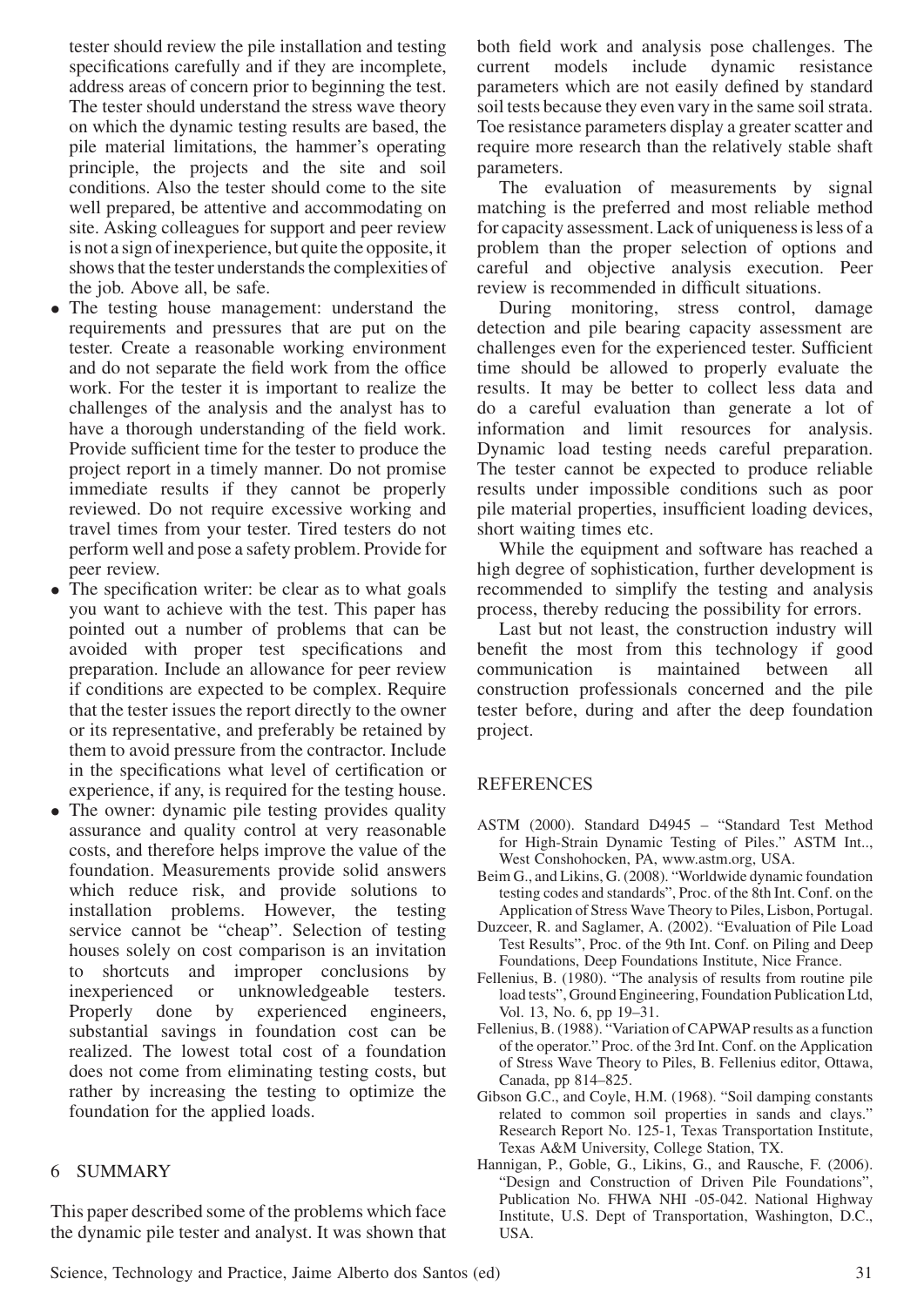tester should review the pile installation and testing specifications carefully and if they are incomplete, address areas of concern prior to beginning the test. The tester should understand the stress wave theory on which the dynamic testing results are based, the pile material limitations, the hammer's operating principle, the projects and the site and soil conditions. Also the tester should come to the site well prepared, be attentive and accommodating on site. Asking colleagues for support and peer review is not a sign of inexperience, but quite the opposite, it shows that the tester understands the complexities of the job. Above all, be safe.

- The testing house management: understand the requirements and pressures that are put on the tester. Create a reasonable working environment and do not separate the field work from the office work. For the tester it is important to realize the challenges of the analysis and the analyst has to have a thorough understanding of the field work. Provide sufficient time for the tester to produce the project report in a timely manner. Do not promise immediate results if they cannot be properly reviewed. Do not require excessive working and travel times from your tester. Tired testers do not perform well and pose a safety problem. Provide for peer review.
- The specification writer: be clear as to what goals you want to achieve with the test. This paper has pointed out a number of problems that can be avoided with proper test specifications and preparation. Include an allowance for peer review if conditions are expected to be complex. Require that the tester issues the report directly to the owner or its representative, and preferably be retained by them to avoid pressure from the contractor. Include in the specifications what level of certification or experience, if any, is required for the testing house.
- The owner: dynamic pile testing provides quality assurance and quality control at very reasonable costs, and therefore helps improve the value of the foundation. Measurements provide solid answers which reduce risk, and provide solutions to installation problems. However, the testing service cannot be "cheap". Selection of testing houses solely on cost comparison is an invitation to shortcuts and improper conclusions by inexperienced or unknowledgeable testers. Properly done by experienced engineers, substantial savings in foundation cost can be realized. The lowest total cost of a foundation does not come from eliminating testing costs, but rather by increasing the testing to optimize the foundation for the applied loads.

## 6 SUMMARY

This paper described some of the problems which face the dynamic pile tester and analyst. It was shown that both field work and analysis pose challenges. The current models include dynamic resistance parameters which are not easily defined by standard soil tests because they even vary in the same soil strata. Toe resistance parameters display a greater scatter and require more research than the relatively stable shaft parameters.

The evaluation of measurements by signal matching is the preferred and most reliable method for capacity assessment. Lack of uniqueness is less of a problem than the proper selection of options and careful and objective analysis execution. Peer review is recommended in difficult situations.

During monitoring, stress control, damage detection and pile bearing capacity assessment are challenges even for the experienced tester. Sufficient time should be allowed to properly evaluate the results. It may be better to collect less data and do a careful evaluation than generate a lot of information and limit resources for analysis. Dynamic load testing needs careful preparation. The tester cannot be expected to produce reliable results under impossible conditions such as poor pile material properties, insufficient loading devices, short waiting times etc.

While the equipment and software has reached a high degree of sophistication, further development is recommended to simplify the testing and analysis process, thereby reducing the possibility for errors.

Last but not least, the construction industry will benefit the most from this technology if good communication is maintained between all construction professionals concerned and the pile tester before, during and after the deep foundation project.

## REFERENCES

ASTM (2000). Standard D4945 – "Standard Test Method for High-Strain Dynamic Testing of Piles." ASTM Int.., West Conshohocken, PA, www.astm.org, USA.

Beim G., and Likins, G. (2008). "Worldwide dynamic foundation testing codes and standards", Proc. of the 8th Int. Conf. on the Application of Stress Wave Theory to Piles, Lisbon, Portugal.

Duzceer, R. and Saglamer, A. (2002). "Evaluation of Pile Load Test Results", Proc. of the 9th Int. Conf. on Piling and Deep Foundations, Deep Foundations Institute, Nice France.

Fellenius, B. (1980). "The analysis of results from routine pile load tests", Ground Engineering, Foundation Publication Ltd, Vol. 13, No. 6, pp 19–31.

Fellenius, B. (1988). "Variation of CAPWAP results as a function of the operator." Proc. of the 3rd Int. Conf. on the Application of Stress Wave Theory to Piles, B. Fellenius editor, Ottawa, Canada, pp 814–825.

Gibson G.C., and Coyle, H.M. (1968). "Soil damping constants related to common soil properties in sands and clays." Research Report No. 125-1, Texas Transportation Institute, Texas A&M University, College Station, TX.

Hannigan, P., Goble, G., Likins, G., and Rausche, F. (2006). "Design and Construction of Driven Pile Foundations", Publication No. FHWA NHI -05-042. National Highway Institute, U.S. Dept of Transportation, Washington, D.C., USA.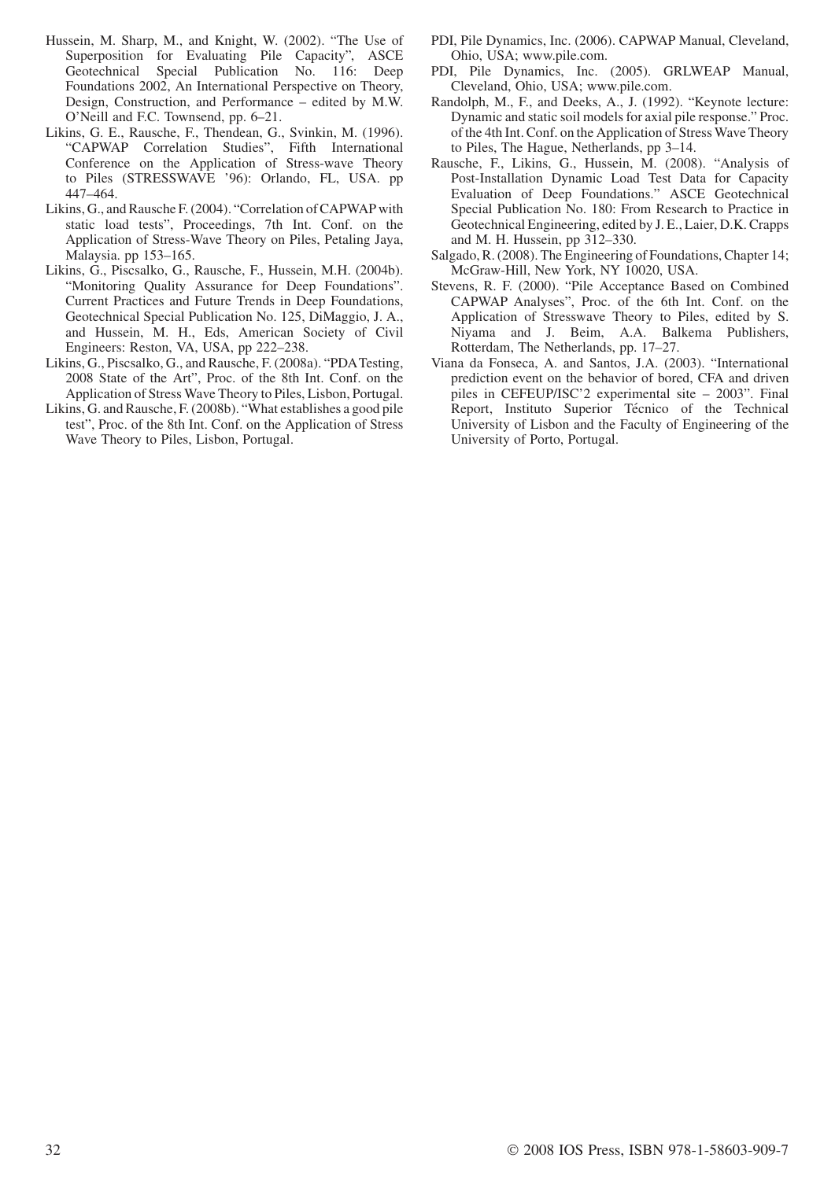Hussein, M. Sharp, M., and Knight, W. (2002). "The Use of Superposition for Evaluating Pile Capacity", ASCE Geotechnical Special Publication No. 116: Deep Foundations 2002, An International Perspective on Theory, Design, Construction, and Performance – edited by M.W. O'Neill and F.C. Townsend, pp. 6–21.

Likins, G. E., Rausche, F., Thendean, G., Svinkin, M. (1996). "CAPWAP Correlation Studies", Fifth International Conference on the Application of Stress-wave Theory to Piles (STRESSWAVE '96): Orlando, FL, USA. pp 447–464.

Likins, G., and Rausche F. (2004). "Correlation of CAPWAP with static load tests", Proceedings, 7th Int. Conf. on the Application of Stress-Wave Theory on Piles, Petaling Jaya, Malaysia. pp 153–165.

Likins, G., Piscsalko, G., Rausche, F., Hussein, M.H. (2004b). "Monitoring Quality Assurance for Deep Foundations". Current Practices and Future Trends in Deep Foundations, Geotechnical Special Publication No. 125, DiMaggio, J. A., and Hussein, M. H., Eds, American Society of Civil Engineers: Reston, VA, USA, pp 222–238.

Likins, G., Piscsalko, G., and Rausche, F. (2008a). "PDA Testing, 2008 State of the Art", Proc. of the 8th Int. Conf. on the Application of Stress Wave Theory to Piles, Lisbon, Portugal.

Likins, G. and Rausche, F. (2008b). "What establishes a good pile test", Proc. of the 8th Int. Conf. on the Application of Stress Wave Theory to Piles, Lisbon, Portugal.

PDI, Pile Dynamics, Inc. (2006). CAPWAP Manual, Cleveland, Ohio, USA; www.pile.com.

PDI, Pile Dynamics, Inc. (2005). GRLWEAP Manual, Cleveland, Ohio, USA; www.pile.com.

Randolph, M., F., and Deeks, A., J. (1992). "Keynote lecture: Dynamic and static soil models for axial pile response." Proc. of the 4th Int. Conf. on the Application of Stress Wave Theory to Piles, The Hague, Netherlands, pp 3–14.

Rausche, F., Likins, G., Hussein, M. (2008). "Analysis of Post-Installation Dynamic Load Test Data for Capacity Evaluation of Deep Foundations." ASCE Geotechnical Special Publication No. 180: From Research to Practice in Geotechnical Engineering, edited by J. E., Laier, D.K. Crapps and M. H. Hussein, pp 312–330.

Salgado, R. (2008). The Engineering of Foundations, Chapter 14; McGraw-Hill, New York, NY 10020, USA.

Stevens, R. F. (2000). "Pile Acceptance Based on Combined CAPWAP Analyses", Proc. of the 6th Int. Conf. on the Application of Stresswave Theory to Piles, edited by S. Niyama and J. Beim, A.A. Balkema Publishers, Rotterdam, The Netherlands, pp. 17–27.

Viana da Fonseca, A. and Santos, J.A. (2003). "International prediction event on the behavior of bored, CFA and driven piles in CEFEUP/ISC'2 experimental site – 2003". Final Report, Instituto Superior Técnico of the Technical University of Lisbon and the Faculty of Engineering of the University of Porto, Portugal.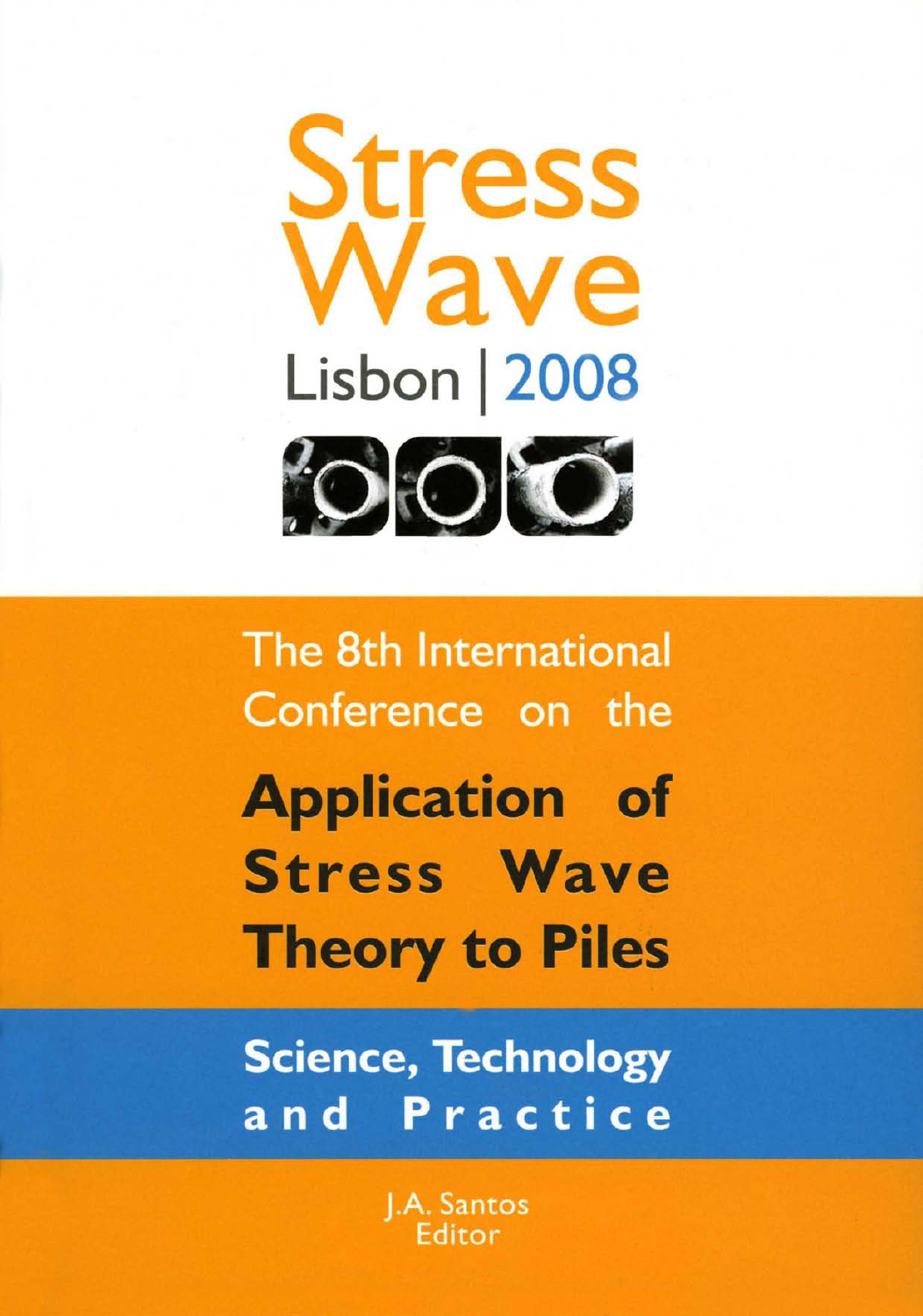# Stress Wave

Lisbon | 2008

The 8th International Conference on the

## Application of Stress Wave Theory to Piles

### Science, Technology and Practice

J.A. Santos
Editor